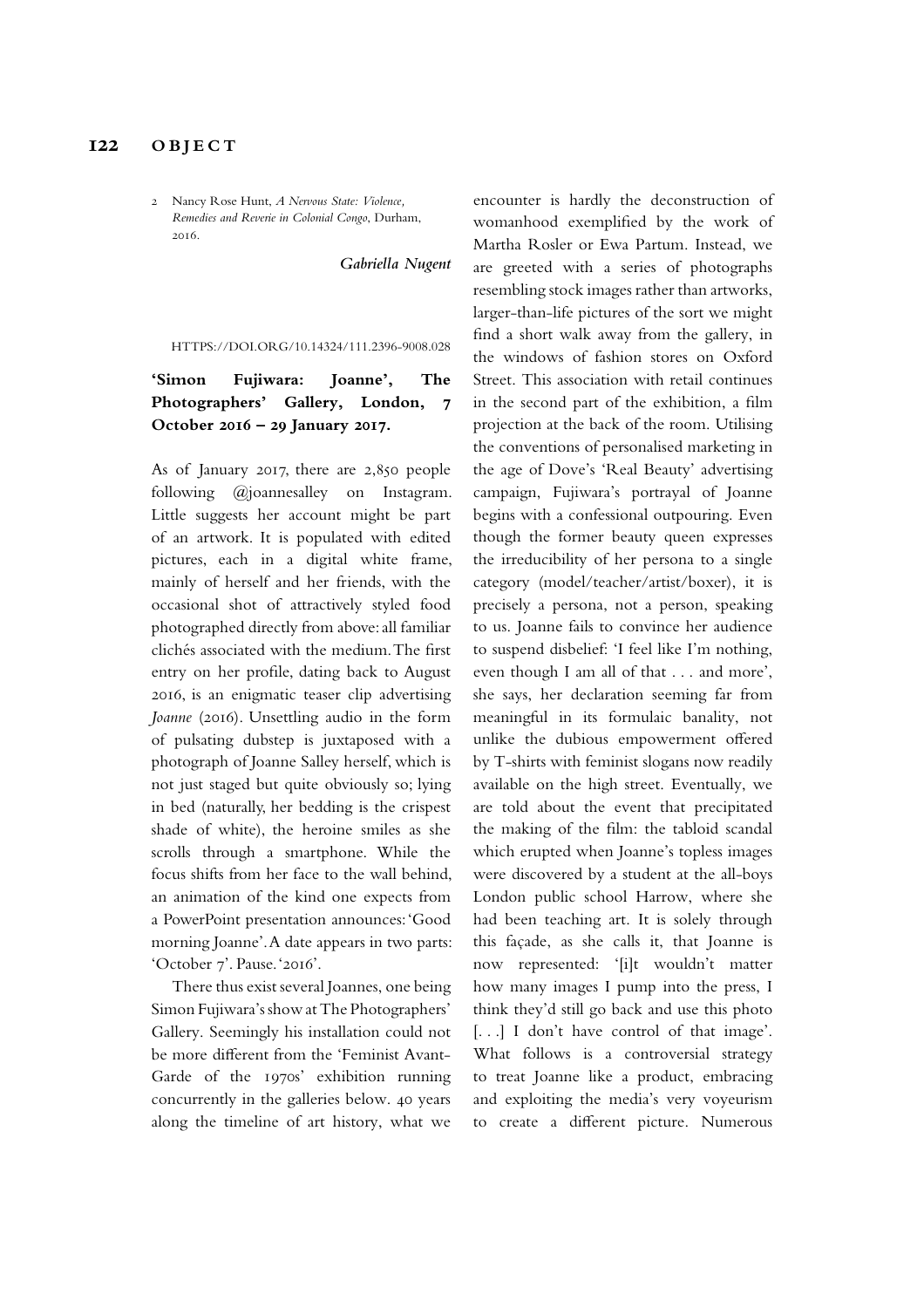2 Nancy Rose Hunt, *A Nervous State: Violence, Remedies and Reverie in Colonial Congo*, Durham, 2016.

*Gabriella Nugent*

HTTPS://DOI.ORG/10.14324/111.2396-9008.028

## 'Simon Fujiwara: Joanne', The Photographers' Gallery, London, 7 October 2016 – 29 January 2017.

As of January 2017, there are 2,850 people following @joannesalley on Instagram. Little suggests her account might be part of an artwork. It is populated with edited pictures, each in a digital white frame, mainly of herself and her friends, with the occasional shot of attractively styled food photographed directly from above: all familiar clichés associated with the medium. The first entry on her profile, dating back to August 2016, is an enigmatic teaser clip advertising *Joanne* (2016). Unsettling audio in the form of pulsating dubstep is juxtaposed with a photograph of Joanne Salley herself, which is not just staged but quite obviously so; lying in bed (naturally, her bedding is the crispest shade of white), the heroine smiles as she scrolls through a smartphone. While the focus shifts from her face to the wall behind, an animation of the kind one expects from a PowerPoint presentation announces: 'Good morning Joanne'. A date appears in two parts: 'October 7'. Pause. '2016'.

There thus exist several Joannes, one being Simon Fujiwara's show at The Photographers' Gallery. Seemingly his installation could not be more different from the 'Feminist Avant-Garde of the 1970s' exhibition running concurrently in the galleries below. 40 years along the timeline of art history, what we encounter is hardly the deconstruction of womanhood exemplified by the work of Martha Rosler or Ewa Partum. Instead, we are greeted with a series of photographs resembling stock images rather than artworks, larger-than-life pictures of the sort we might find a short walk away from the gallery, in the windows of fashion stores on Oxford Street. This association with retail continues in the second part of the exhibition, a film projection at the back of the room. Utilising the conventions of personalised marketing in the age of Dove's 'Real Beauty' advertising campaign, Fujiwara's portrayal of Joanne begins with a confessional outpouring. Even though the former beauty queen expresses the irreducibility of her persona to a single category (model/teacher/artist/boxer), it is precisely a persona, not a person, speaking to us. Joanne fails to convince her audience to suspend disbelief: 'I feel like I'm nothing, even though I am all of that . . . and more', she says, her declaration seeming far from meaningful in its formulaic banality, not unlike the dubious empowerment offered by T-shirts with feminist slogans now readily available on the high street. Eventually, we are told about the event that precipitated the making of the film: the tabloid scandal which erupted when Joanne's topless images were discovered by a student at the all-boys London public school Harrow, where she had been teaching art. It is solely through this façade, as she calls it, that Joanne is now represented: '[i]t wouldn't matter how many images I pump into the press, I think they'd still go back and use this photo [. . .] I don't have control of that image'. What follows is a controversial strategy to treat Joanne like a product, embracing and exploiting the media's very voyeurism to create a different picture. Numerous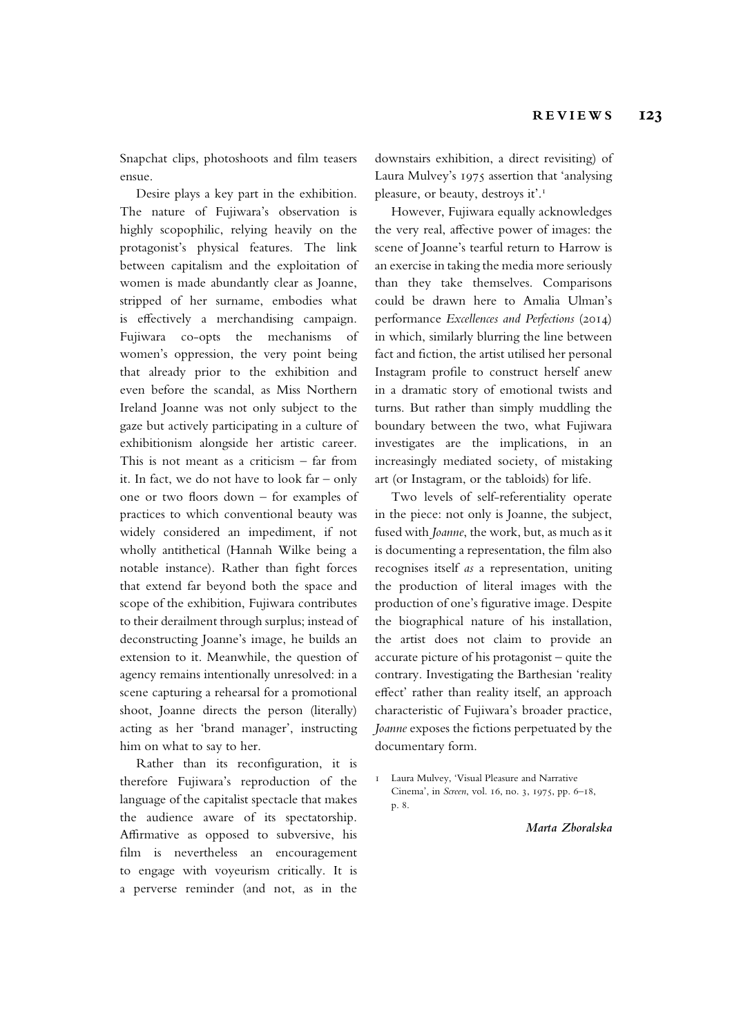Snapchat clips, photoshoots and film teasers ensue.

Desire plays a key part in the exhibition. The nature of Fujiwara's observation is highly scopophilic, relying heavily on the protagonist's physical features. The link between capitalism and the exploitation of women is made abundantly clear as Joanne, stripped of her surname, embodies what is effectively a merchandising campaign. Fujiwara co-opts the mechanisms of women's oppression, the very point being that already prior to the exhibition and even before the scandal, as Miss Northern Ireland Joanne was not only subject to the gaze but actively participating in a culture of exhibitionism alongside her artistic career. This is not meant as a criticism – far from it. In fact, we do not have to look far – only one or two floors down – for examples of practices to which conventional beauty was widely considered an impediment, if not wholly antithetical (Hannah Wilke being a notable instance). Rather than fight forces that extend far beyond both the space and scope of the exhibition, Fujiwara contributes to their derailment through surplus; instead of deconstructing Joanne's image, he builds an extension to it. Meanwhile, the question of agency remains intentionally unresolved: in a scene capturing a rehearsal for a promotional shoot, Joanne directs the person (literally) acting as her 'brand manager', instructing him on what to say to her.

Rather than its reconfiguration, it is therefore Fujiwara's reproduction of the language of the capitalist spectacle that makes the audience aware of its spectatorship. Affirmative as opposed to subversive, his film is nevertheless an encouragement to engage with voyeurism critically. It is a perverse reminder (and not, as in the downstairs exhibition, a direct revisiting) of Laura Mulvey's 1975 assertion that 'analysing pleasure, or beauty, destroys it'.[1]

However, Fujiwara equally acknowledges the very real, affective power of images: the scene of Joanne's tearful return to Harrow is an exercise in taking the media more seriously than they take themselves. Comparisons could be drawn here to Amalia Ulman's performance *Excellences and Perfections* (2014) in which, similarly blurring the line between fact and fiction, the artist utilised her personal Instagram profile to construct herself anew in a dramatic story of emotional twists and turns. But rather than simply muddling the boundary between the two, what Fujiwara investigates are the implications, in an increasingly mediated society, of mistaking art (or Instagram, or the tabloids) for life.

Two levels of self-referentiality operate in the piece: not only is Joanne, the subject, fused with *Joanne*, the work, but, as much as it is documenting a representation, the film also recognises itself *as* a representation, uniting the production of literal images with the production of one's figurative image. Despite the biographical nature of his installation, the artist does not claim to provide an accurate picture of his protagonist – quite the contrary. Investigating the Barthesian 'reality effect' rather than reality itself, an approach characteristic of Fujiwara's broader practice, *Joanne* exposes the fictions perpetuated by the documentary form.

1 Laura Mulvey, 'Visual Pleasure and Narrative Cinema', in *Screen*, vol. 16, no. 3, 1975, pp. 6–18, p. 8.

*Marta Zboralska*